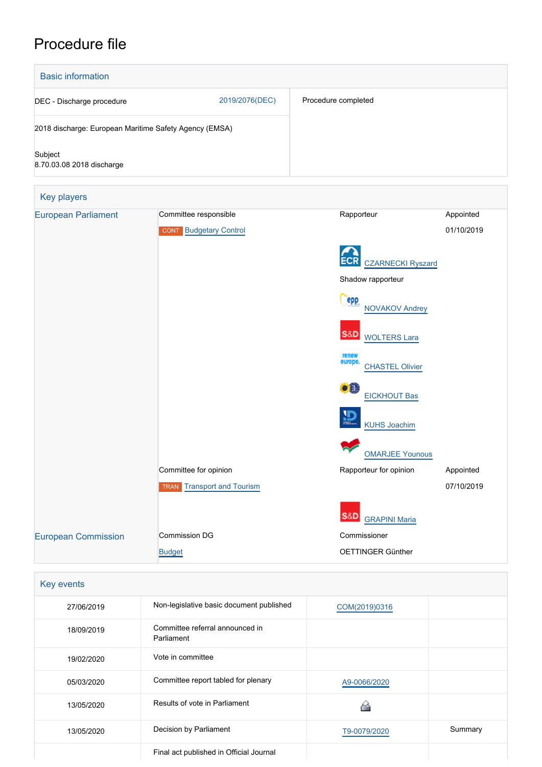# Procedure file

## Basic information

| | |
|---|---|
| DEC - Discharge procedure 2019/2076(DEC) | Procedure completed |
| 2018 discharge: European Maritime Safety Agency (EMSA) | |
| Subject<br>8.70.03.08 2018 discharge | |

## Key players

| | | | |
|---|---|---|---|
| European Parliament | Committee responsible | Rapporteur | Appointed |
| | CONT Budgetary Control | | 01/10/2019 |
| | | ECR CZARNECKI Ryszard | |
| | | Shadow rapporteur | |
| | | EPP NOVAKOV Andrey | |
| | | S&D WOLTERS Lara | |
| | | Renew Europe CHASTEL Olivier | |
| | | Greens/EFA EICKHOUT Bas | |
| | | ID KUHS Joachim | |
| | | GUE/NGL OMARJEE Younous | |
| | Committee for opinion | Rapporteur for opinion | Appointed |
| | TRAN Transport and Tourism | | 07/10/2019 |
| | | S&D GRAPINI Maria | |
| European Commission | Commission DG | Commissioner | |
| | Budget | OETTINGER Günther | |

## Key events

| | | | |
|---|---|---|---|
| 27/06/2019 | Non-legislative basic document published | COM(2019)0316 | |
| 18/09/2019 | Committee referral announced in Parliament | | |
| 19/02/2020 | Vote in committee | | |
| 05/03/2020 | Committee report tabled for plenary | A9-0066/2020 | |
| 13/05/2020 | Results of vote in Parliament | | |
| 13/05/2020 | Decision by Parliament | T9-0079/2020 | Summary |
| | Final act published in Official Journal | | |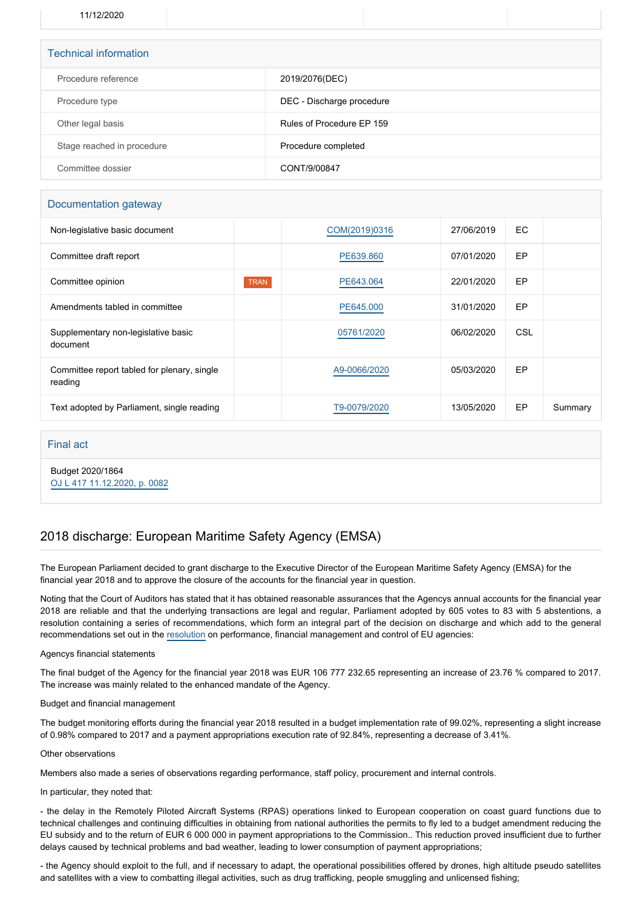| 11/12/2020 | | | |
|---|---|---|---|

## Technical information

| | |
|---|---|
| Procedure reference | 2019/2076(DEC) |
| Procedure type | DEC - Discharge procedure |
| Other legal basis | Rules of Procedure EP 159 |
| Stage reached in procedure | Procedure completed |
| Committee dossier | CONT/9/00847 |

## Documentation gateway

| | | | | | |
|---|---|---|---|---|---|
| Non-legislative basic document | | COM(2019)0316 | 27/06/2019 | EC | |
| Committee draft report | | PE639.860 | 07/01/2020 | EP | |
| Committee opinion | TRAN | PE643.064 | 22/01/2020 | EP | |
| Amendments tabled in committee | | PE645.000 | 31/01/2020 | EP | |
| Supplementary non-legislative basic document | | 05761/2020 | 06/02/2020 | CSL | |
| Committee report tabled for plenary, single reading | | A9-0066/2020 | 05/03/2020 | EP | |
| Text adopted by Parliament, single reading | | T9-0079/2020 | 13/05/2020 | EP | Summary |

## Final act

Budget 2020/1864
OJ L 417 11.12.2020, p. 0082

# 2018 discharge: European Maritime Safety Agency (EMSA)

The European Parliament decided to grant discharge to the Executive Director of the European Maritime Safety Agency (EMSA) for the financial year 2018 and to approve the closure of the accounts for the financial year in question.

Noting that the Court of Auditors has stated that it has obtained reasonable assurances that the Agencys annual accounts for the financial year 2018 are reliable and that the underlying transactions are legal and regular, Parliament adopted by 605 votes to 83 with 5 abstentions, a resolution containing a series of recommendations, which form an integral part of the decision on discharge and which add to the general recommendations set out in the resolution on performance, financial management and control of EU agencies:

Agencys financial statements

The final budget of the Agency for the financial year 2018 was EUR 106 777 232.65 representing an increase of 23.76 % compared to 2017. The increase was mainly related to the enhanced mandate of the Agency.

Budget and financial management

The budget monitoring efforts during the financial year 2018 resulted in a budget implementation rate of 99.02%, representing a slight increase of 0.98% compared to 2017 and a payment appropriations execution rate of 92.84%, representing a decrease of 3.41%.

Other observations

Members also made a series of observations regarding performance, staff policy, procurement and internal controls.

In particular, they noted that:

- the delay in the Remotely Piloted Aircraft Systems (RPAS) operations linked to European cooperation on coast guard functions due to technical challenges and continuing difficulties in obtaining from national authorities the permits to fly led to a budget amendment reducing the EU subsidy and to the return of EUR 6 000 000 in payment appropriations to the Commission.. This reduction proved insufficient due to further delays caused by technical problems and bad weather, leading to lower consumption of payment appropriations;

- the Agency should exploit to the full, and if necessary to adapt, the operational possibilities offered by drones, high altitude pseudo satellites and satellites with a view to combatting illegal activities, such as drug trafficking, people smuggling and unlicensed fishing;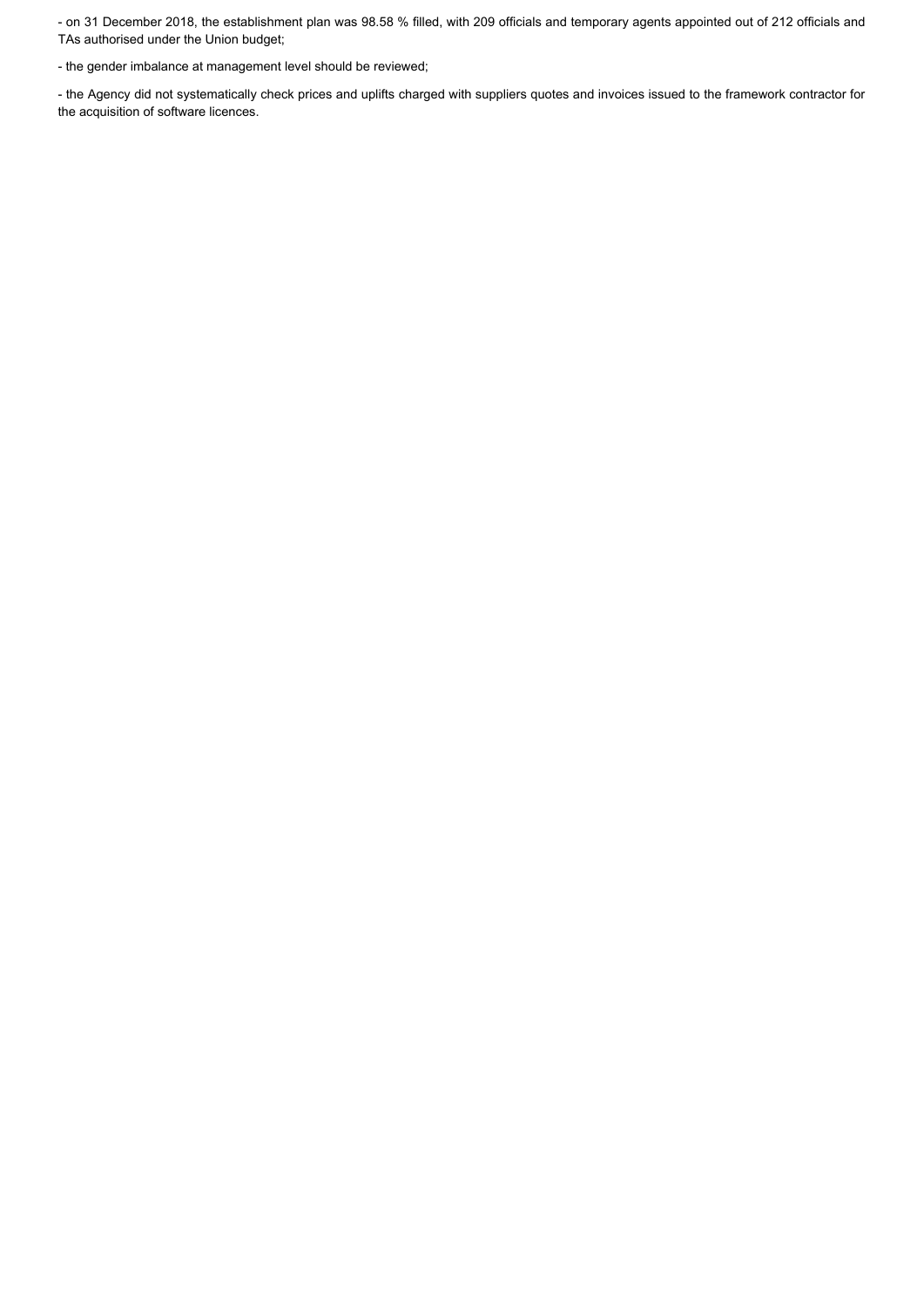- on 31 December 2018, the establishment plan was 98.58 % filled, with 209 officials and temporary agents appointed out of 212 officials and TAs authorised under the Union budget;

- the gender imbalance at management level should be reviewed;

- the Agency did not systematically check prices and uplifts charged with suppliers quotes and invoices issued to the framework contractor for the acquisition of software licences.